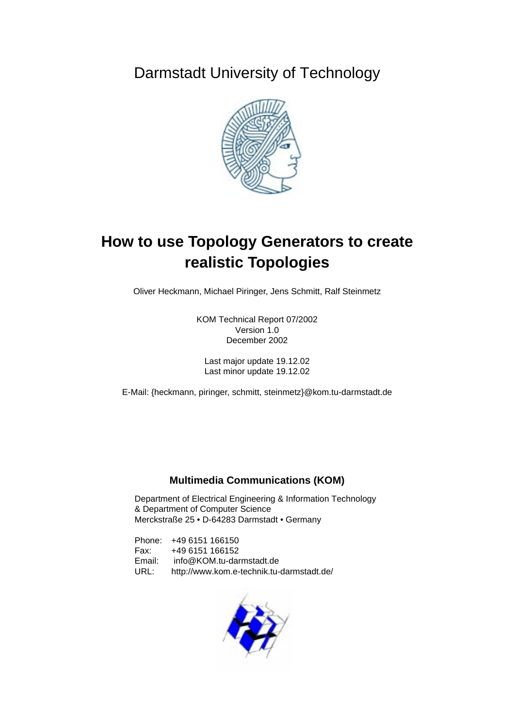Darmstadt University of Technology

# How to use Topology Generators to create realistic Topologies

Oliver Heckmann, Michael Piringer, Jens Schmitt, Ralf Steinmetz

KOM Technical Report 07/2002
Version 1.0
December 2002

Last major update 19.12.02
Last minor update 19.12.02

E-Mail: {heckmann, piringer, schmitt, steinmetz}@kom.tu-darmstadt.de

**Multimedia Communications (KOM)**

Department of Electrical Engineering & Information Technology
& Department of Computer Science
Merckstraße 25 • D-64283 Darmstadt • Germany

Phone: +49 6151 166150
Fax: +49 6151 166152
Email: info@KOM.tu-darmstadt.de
URL: http://www.kom.e-technik.tu-darmstadt.de/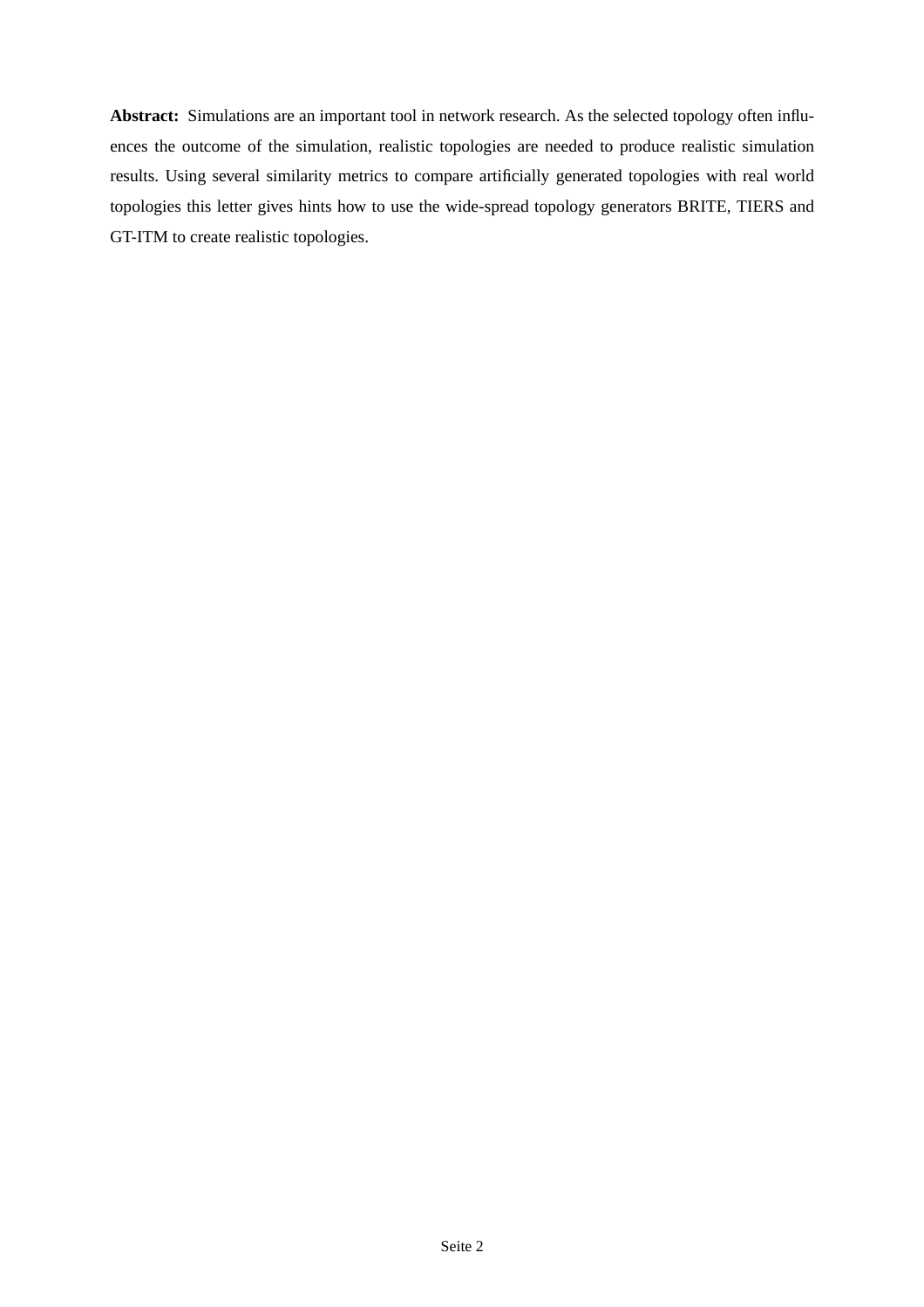**Abstract:** Simulations are an important tool in network research. As the selected topology often influences the outcome of the simulation, realistic topologies are needed to produce realistic simulation results. Using several similarity metrics to compare artificially generated topologies with real world topologies this letter gives hints how to use the wide-spread topology generators BRITE, TIERS and GT-ITM to create realistic topologies.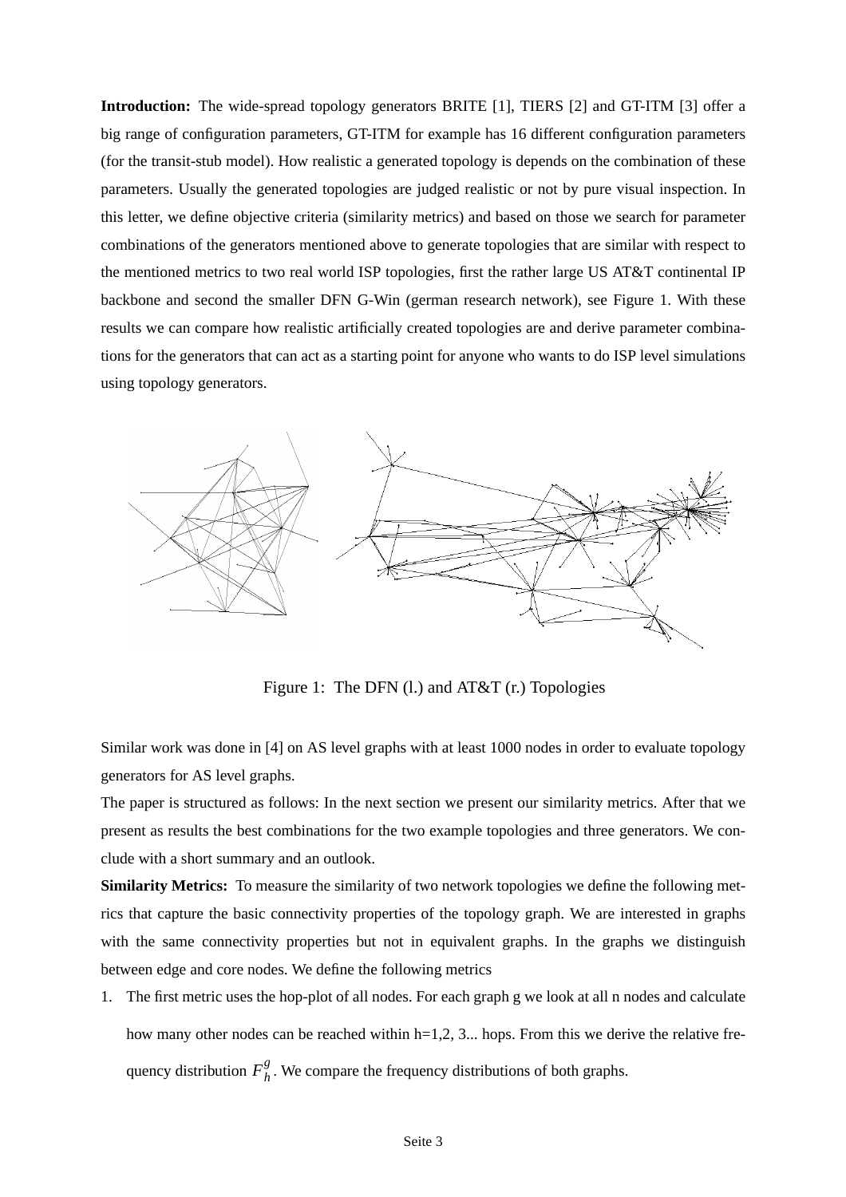**Introduction:** The wide-spread topology generators BRITE [1], TIERS [2] and GT-ITM [3] offer a big range of configuration parameters, GT-ITM for example has 16 different configuration parameters (for the transit-stub model). How realistic a generated topology is depends on the combination of these parameters. Usually the generated topologies are judged realistic or not by pure visual inspection. In this letter, we define objective criteria (similarity metrics) and based on those we search for parameter combinations of the generators mentioned above to generate topologies that are similar with respect to the mentioned metrics to two real world ISP topologies, first the rather large US AT&T continental IP backbone and second the smaller DFN G-Win (german research network), see Figure 1. With these results we can compare how realistic artificially created topologies are and derive parameter combinations for the generators that can act as a starting point for anyone who wants to do ISP level simulations using topology generators.

Figure 1: The DFN (l.) and AT&T (r.) Topologies

Similar work was done in [4] on AS level graphs with at least 1000 nodes in order to evaluate topology generators for AS level graphs.

The paper is structured as follows: In the next section we present our similarity metrics. After that we present as results the best combinations for the two example topologies and three generators. We conclude with a short summary and an outlook.

**Similarity Metrics:** To measure the similarity of two network topologies we define the following metrics that capture the basic connectivity properties of the topology graph. We are interested in graphs with the same connectivity properties but not in equivalent graphs. In the graphs we distinguish between edge and core nodes. We define the following metrics

1. The first metric uses the hop-plot of all nodes. For each graph g we look at all n nodes and calculate how many other nodes can be reached within h=1,2, 3... hops. From this we derive the relative frequency distribution $F_h^g$. We compare the frequency distributions of both graphs.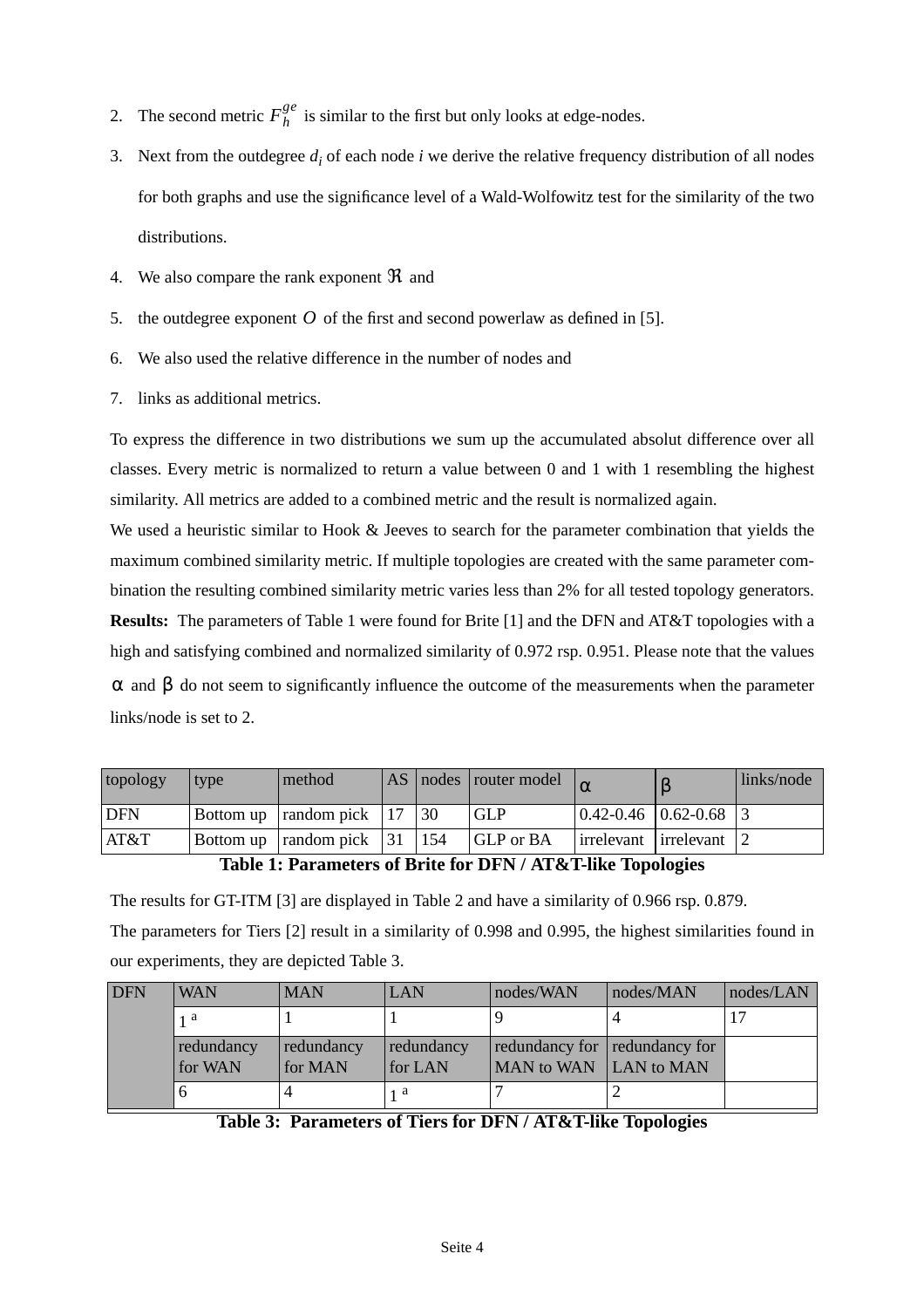2. The second metric $F_h^{ge}$ is similar to the first but only looks at edge-nodes.
3. Next from the outdegree $d_i$ of each node $i$ we derive the relative frequency distribution of all nodes for both graphs and use the significance level of a Wald-Wolfowitz test for the similarity of the two distributions.
4. We also compare the rank exponent $\Re$ and
5. the outdegree exponent $O$ of the first and second powerlaw as defined in [5].
6. We also used the relative difference in the number of nodes and
7. links as additional metrics.

To express the difference in two distributions we sum up the accumulated absolut difference over all classes. Every metric is normalized to return a value between 0 and 1 with 1 resembling the highest similarity. All metrics are added to a combined metric and the result is normalized again.

We used a heuristic similar to Hook & Jeeves to search for the parameter combination that yields the maximum combined similarity metric. If multiple topologies are created with the same parameter combination the resulting combined similarity metric varies less than 2% for all tested topology generators.

**Results:** The parameters of Table 1 were found for Brite [1] and the DFN and AT&T topologies with a high and satisfying combined and normalized similarity of 0.972 rsp. 0.951. Please note that the values $\alpha$ and $\beta$ do not seem to significantly influence the outcome of the measurements when the parameter links/node is set to 2.

| topology | type | method | AS | nodes | router model | $\alpha$ | $\beta$ | links/node |
|---|---|---|---|---|---|---|---|---|
| DFN | Bottom up | random pick | 17 | 30 | GLP | 0.42-0.46 | 0.62-0.68 | 3 |
| AT&T | Bottom up | random pick | 31 | 154 | GLP or BA | irrelevant | irrelevant | 2 |

**Table 1: Parameters of Brite for DFN / AT&T-like Topologies**

The results for GT-ITM [3] are displayed in Table 2 and have a similarity of 0.966 rsp. 0.879.

The parameters for Tiers [2] result in a similarity of 0.998 and 0.995, the highest similarities found in our experiments, they are depicted Table 3.

| DFN | WAN | MAN | LAN | nodes/WAN | nodes/MAN | nodes/LAN |
|---|---|---|---|---|---|---|
| | 1 [a] | 1 | 1 | 9 | 4 | 17 |
| | redundancy for WAN | redundancy for MAN | redundancy for LAN | redundancy for MAN to WAN | redundancy for LAN to MAN | |
| | 6 | 4 | 1 [a] | 7 | 2 | |

**Table 3: Parameters of Tiers for DFN / AT&T-like Topologies**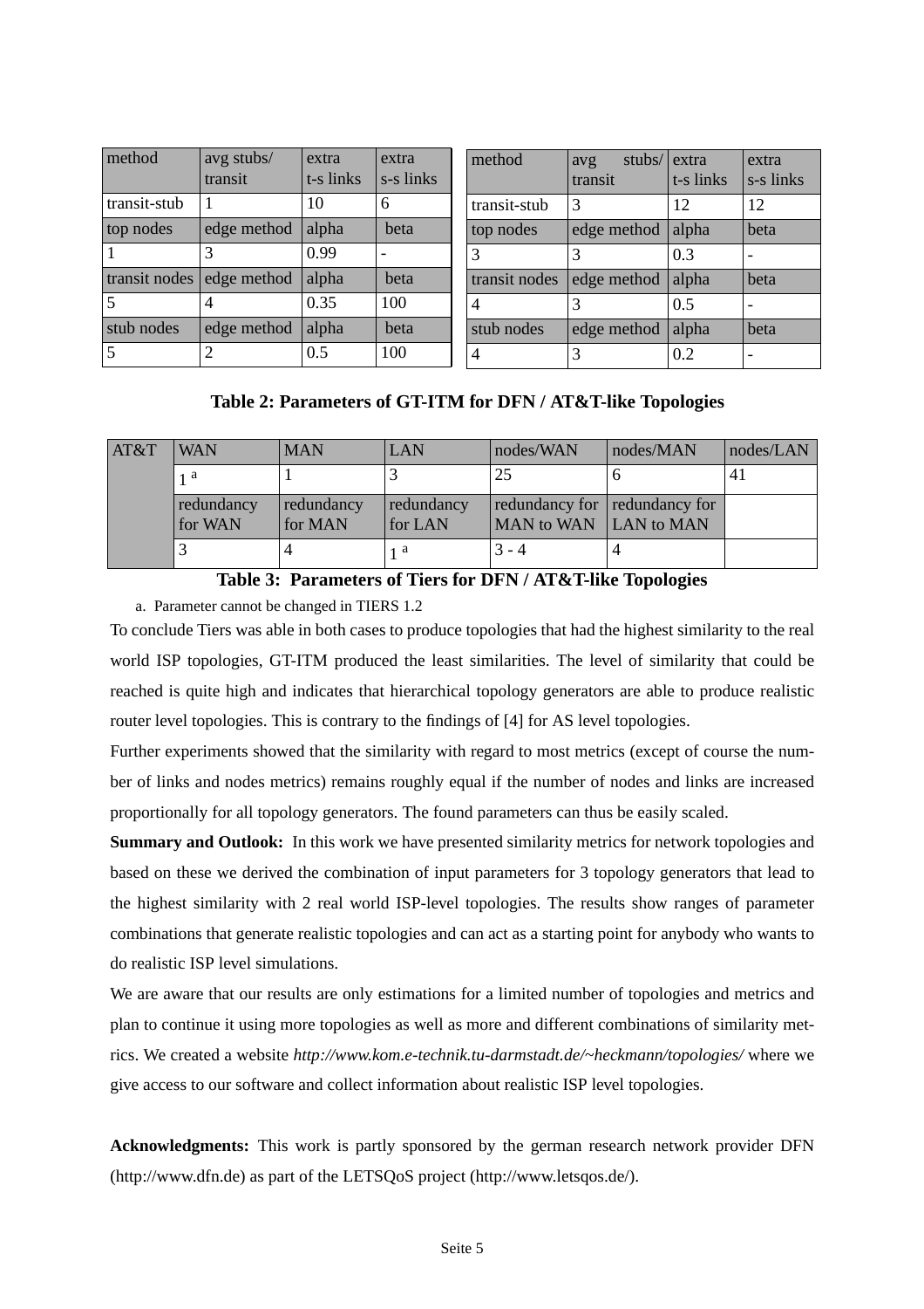| method | avg stubs/ transit | extra t-s links | extra s-s links |
|---|---|---|---|
| transit-stub | 1 | 10 | 6 |
| top nodes | edge method | alpha | beta |
| 1 | 3 | 0.99 | - |
| transit nodes | edge method | alpha | beta |
| 5 | 4 | 0.35 | 100 |
| stub nodes | edge method | alpha | beta |
| 5 | 2 | 0.5 | 100 |

| method | avg stubs/ transit | extra t-s links | extra s-s links |
|---|---|---|---|
| transit-stub | 3 | 12 | 12 |
| top nodes | edge method | alpha | beta |
| 3 | 3 | 0.3 | - |
| transit nodes | edge method | alpha | beta |
| 4 | 3 | 0.5 | - |
| stub nodes | edge method | alpha | beta |
| 4 | 3 | 0.2 | - |

**Table 2: Parameters of GT-ITM for DFN / AT&T-like Topologies**

| AT&T | WAN | MAN | LAN | nodes/WAN | nodes/MAN | nodes/LAN |
|---|---|---|---|---|---|---|
| | 1 [a] | 1 | 3 | 25 | 6 | 41 |
| | redundancy for WAN | redundancy for MAN | redundancy for LAN | redundancy for MAN to WAN | redundancy for LAN to MAN | |
| | 3 | 4 | 1 [a] | 3 - 4 | 4 | |

**Table 3: Parameters of Tiers for DFN / AT&T-like Topologies**

a. Parameter cannot be changed in TIERS 1.2

To conclude Tiers was able in both cases to produce topologies that had the highest similarity to the real world ISP topologies, GT-ITM produced the least similarities. The level of similarity that could be reached is quite high and indicates that hierarchical topology generators are able to produce realistic router level topologies. This is contrary to the findings of [4] for AS level topologies.

Further experiments showed that the similarity with regard to most metrics (except of course the number of links and nodes metrics) remains roughly equal if the number of nodes and links are increased proportionally for all topology generators. The found parameters can thus be easily scaled.

**Summary and Outlook:** In this work we have presented similarity metrics for network topologies and based on these we derived the combination of input parameters for 3 topology generators that lead to the highest similarity with 2 real world ISP-level topologies. The results show ranges of parameter combinations that generate realistic topologies and can act as a starting point for anybody who wants to do realistic ISP level simulations.

We are aware that our results are only estimations for a limited number of topologies and metrics and plan to continue it using more topologies as well as more and different combinations of similarity metrics. We created a website *http://www.kom.e-technik.tu-darmstadt.de/~heckmann/topologies/* where we give access to our software and collect information about realistic ISP level topologies.

**Acknowledgments:** This work is partly sponsored by the german research network provider DFN (http://www.dfn.de) as part of the LETSQoS project (http://www.letsqos.de/).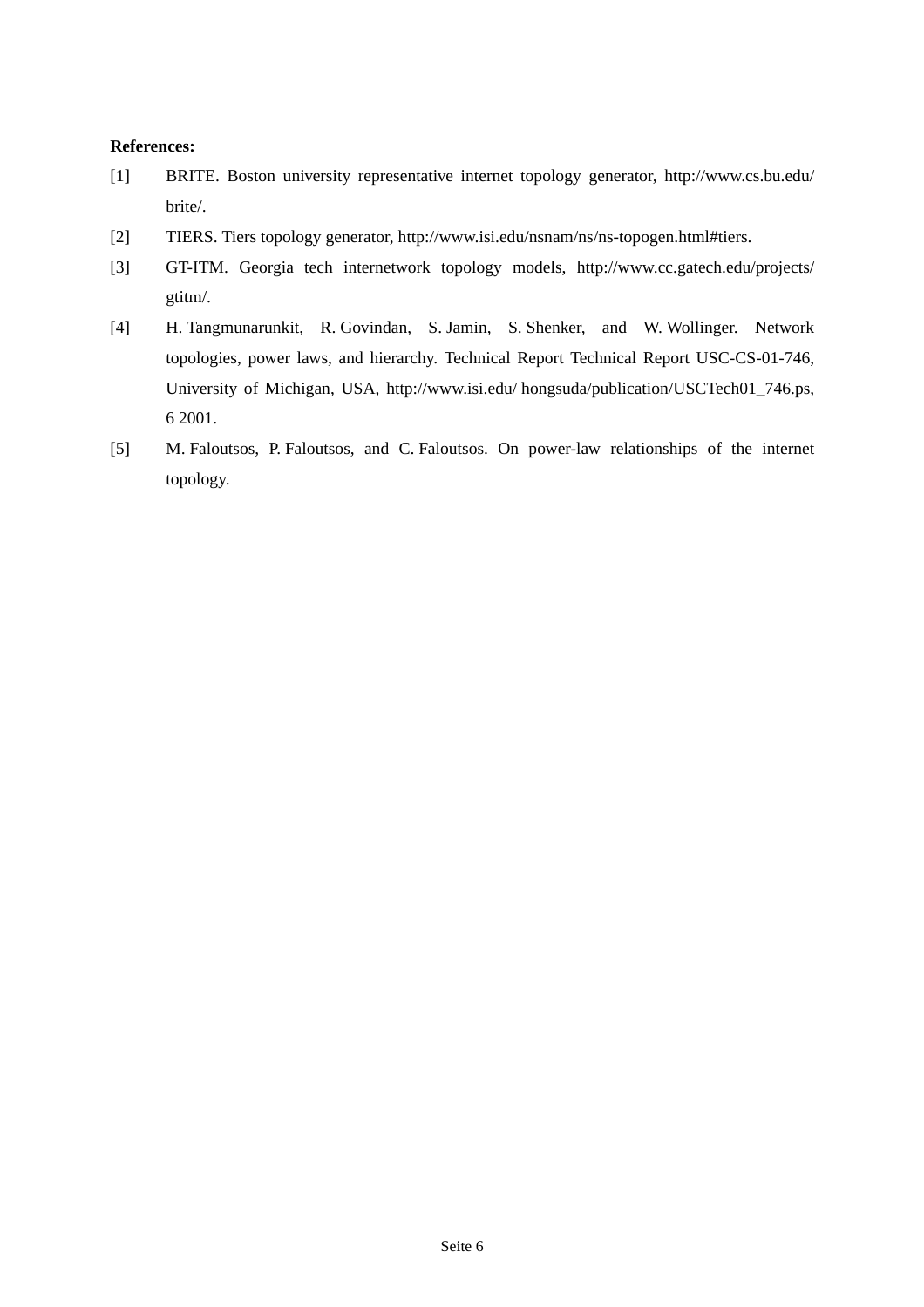**References:**

[1] BRITE. Boston university representative internet topology generator, http://www.cs.bu.edu/brite/.

[2] TIERS. Tiers topology generator, http://www.isi.edu/nsnam/ns/ns-topogen.html#tiers.

[3] GT-ITM. Georgia tech internetwork topology models, http://www.cc.gatech.edu/projects/gtitm/.

[4] H. Tangmunarunkit, R. Govindan, S. Jamin, S. Shenker, and W. Wollinger. Network topologies, power laws, and hierarchy. Technical Report Technical Report USC-CS-01-746, University of Michigan, USA, http://www.isi.edu/ hongsuda/publication/USCTech01_746.ps, 6 2001.

[5] M. Faloutsos, P. Faloutsos, and C. Faloutsos. On power-law relationships of the internet topology.